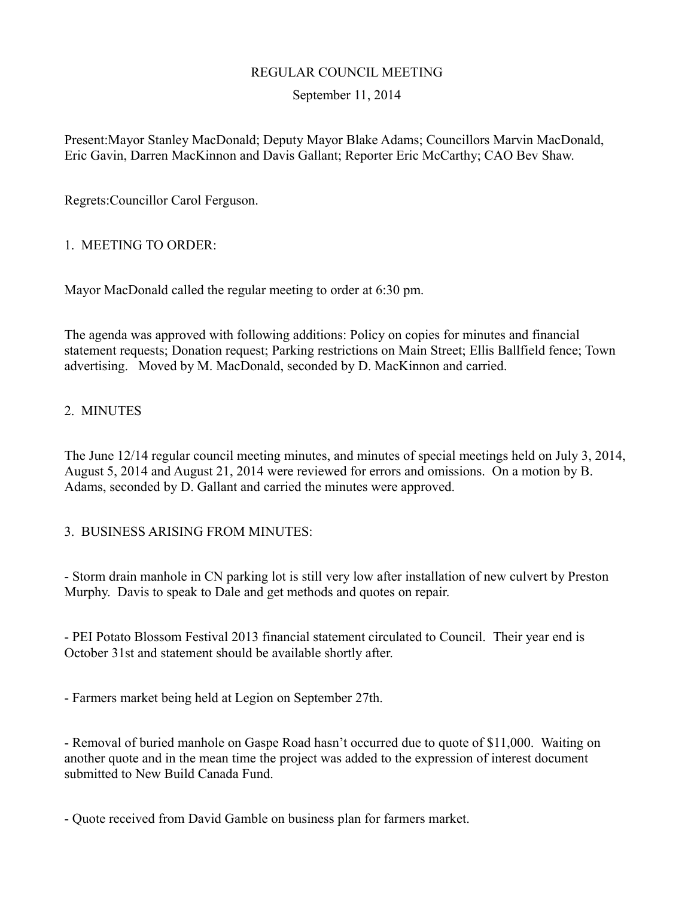# REGULAR COUNCIL MEETING

September 11, 2014

Present:Mayor Stanley MacDonald; Deputy Mayor Blake Adams; Councillors Marvin MacDonald, Eric Gavin, Darren MacKinnon and Davis Gallant; Reporter Eric McCarthy; CAO Bev Shaw.

Regrets:Councillor Carol Ferguson.

## 1. MEETING TO ORDER:

Mayor MacDonald called the regular meeting to order at 6:30 pm.

The agenda was approved with following additions: Policy on copies for minutes and financial statement requests; Donation request; Parking restrictions on Main Street; Ellis Ballfield fence; Town advertising. Moved by M. MacDonald, seconded by D. MacKinnon and carried.

## 2. MINUTES

The June 12/14 regular council meeting minutes, and minutes of special meetings held on July 3, 2014, August 5, 2014 and August 21, 2014 were reviewed for errors and omissions. On a motion by B. Adams, seconded by D. Gallant and carried the minutes were approved.

## 3. BUSINESS ARISING FROM MINUTES:

- Storm drain manhole in CN parking lot is still very low after installation of new culvert by Preston Murphy. Davis to speak to Dale and get methods and quotes on repair.

- PEI Potato Blossom Festival 2013 financial statement circulated to Council. Their year end is October 31st and statement should be available shortly after.

- Farmers market being held at Legion on September 27th.

- Removal of buried manhole on Gaspe Road hasn't occurred due to quote of $11,000. Waiting on another quote and in the mean time the project was added to the expression of interest document submitted to New Build Canada Fund.

- Quote received from David Gamble on business plan for farmers market.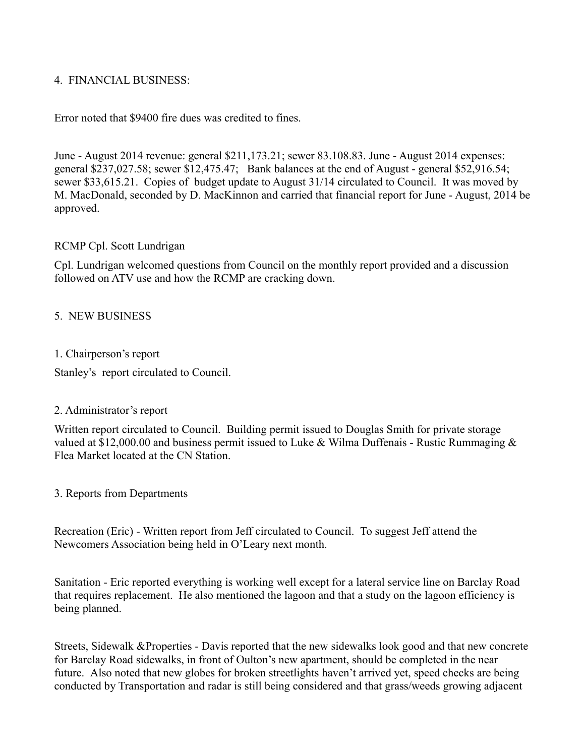4. FINANCIAL BUSINESS:

Error noted that $9400 fire dues was credited to fines.

June - August 2014 revenue: general $211,173.21; sewer 83.108.83. June - August 2014 expenses: general $237,027.58; sewer $12,475.47; Bank balances at the end of August - general $52,916.54; sewer $33,615.21. Copies of budget update to August 31/14 circulated to Council. It was moved by M. MacDonald, seconded by D. MacKinnon and carried that financial report for June - August, 2014 be approved.

RCMP Cpl. Scott Lundrigan

Cpl. Lundrigan welcomed questions from Council on the monthly report provided and a discussion followed on ATV use and how the RCMP are cracking down.

5. NEW BUSINESS

1. Chairperson's report

Stanley's report circulated to Council.

2. Administrator's report

Written report circulated to Council. Building permit issued to Douglas Smith for private storage valued at $12,000.00 and business permit issued to Luke & Wilma Duffenais - Rustic Rummaging & Flea Market located at the CN Station.

3. Reports from Departments

Recreation (Eric) - Written report from Jeff circulated to Council. To suggest Jeff attend the Newcomers Association being held in O'Leary next month.

Sanitation - Eric reported everything is working well except for a lateral service line on Barclay Road that requires replacement. He also mentioned the lagoon and that a study on the lagoon efficiency is being planned.

Streets, Sidewalk &Properties - Davis reported that the new sidewalks look good and that new concrete for Barclay Road sidewalks, in front of Oulton's new apartment, should be completed in the near future. Also noted that new globes for broken streetlights haven't arrived yet, speed checks are being conducted by Transportation and radar is still being considered and that grass/weeds growing adjacent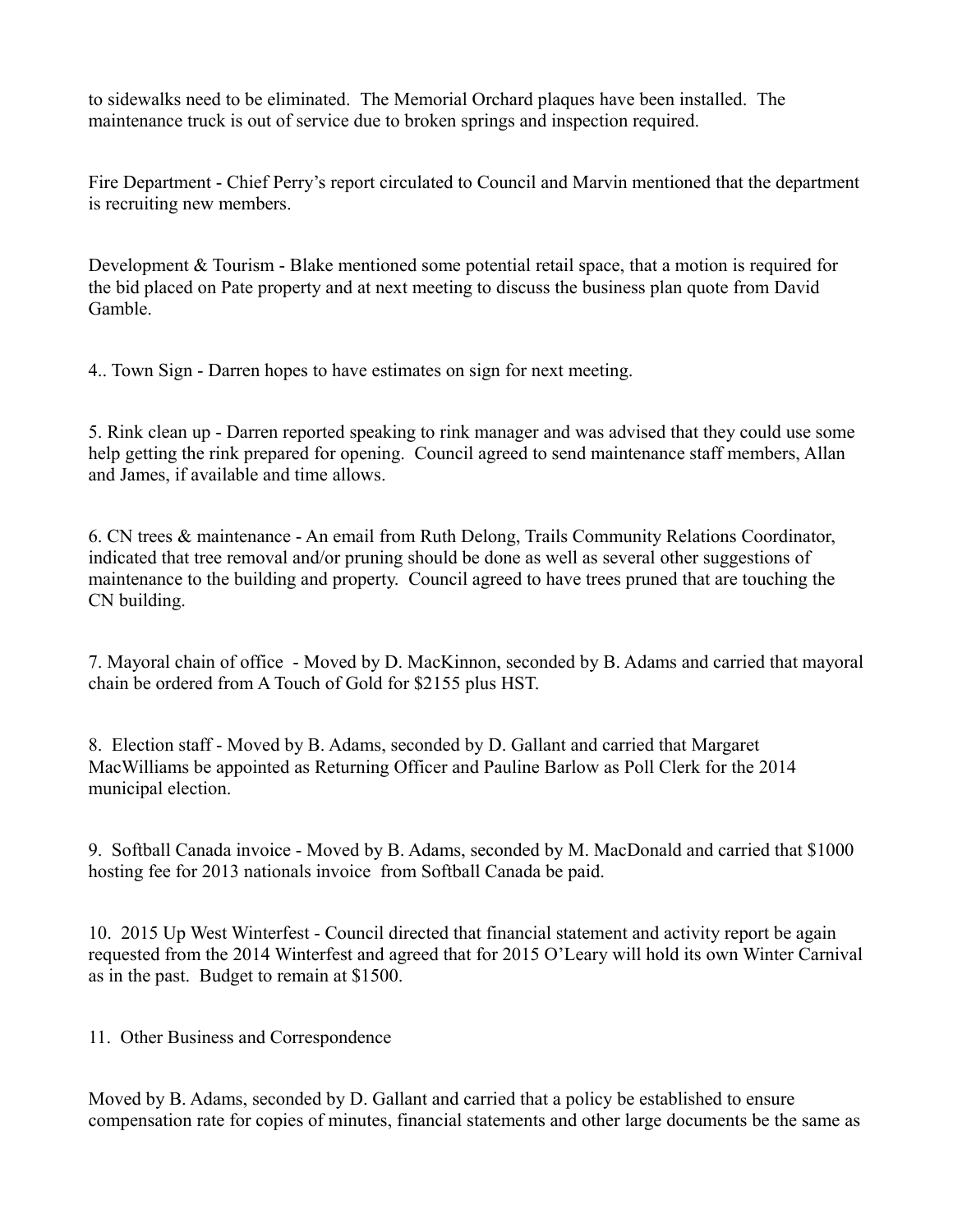to sidewalks need to be eliminated. The Memorial Orchard plaques have been installed. The maintenance truck is out of service due to broken springs and inspection required.

Fire Department - Chief Perry's report circulated to Council and Marvin mentioned that the department is recruiting new members.

Development & Tourism - Blake mentioned some potential retail space, that a motion is required for the bid placed on Pate property and at next meeting to discuss the business plan quote from David Gamble.

4.. Town Sign - Darren hopes to have estimates on sign for next meeting.

5. Rink clean up - Darren reported speaking to rink manager and was advised that they could use some help getting the rink prepared for opening. Council agreed to send maintenance staff members, Allan and James, if available and time allows.

6. CN trees & maintenance - An email from Ruth Delong, Trails Community Relations Coordinator, indicated that tree removal and/or pruning should be done as well as several other suggestions of maintenance to the building and property. Council agreed to have trees pruned that are touching the CN building.

7. Mayoral chain of office - Moved by D. MacKinnon, seconded by B. Adams and carried that mayoral chain be ordered from A Touch of Gold for $2155 plus HST.

8. Election staff - Moved by B. Adams, seconded by D. Gallant and carried that Margaret MacWilliams be appointed as Returning Officer and Pauline Barlow as Poll Clerk for the 2014 municipal election.

9. Softball Canada invoice - Moved by B. Adams, seconded by M. MacDonald and carried that $1000 hosting fee for 2013 nationals invoice from Softball Canada be paid.

10. 2015 Up West Winterfest - Council directed that financial statement and activity report be again requested from the 2014 Winterfest and agreed that for 2015 O'Leary will hold its own Winter Carnival as in the past. Budget to remain at $1500.

11. Other Business and Correspondence

Moved by B. Adams, seconded by D. Gallant and carried that a policy be established to ensure compensation rate for copies of minutes, financial statements and other large documents be the same as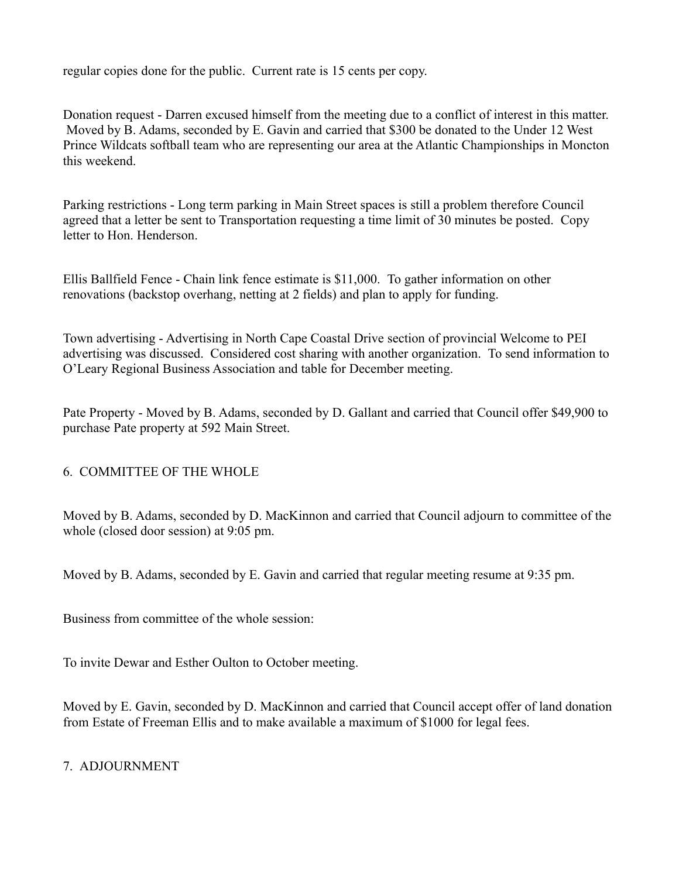regular copies done for the public. Current rate is 15 cents per copy.

Donation request - Darren excused himself from the meeting due to a conflict of interest in this matter. Moved by B. Adams, seconded by E. Gavin and carried that $300 be donated to the Under 12 West Prince Wildcats softball team who are representing our area at the Atlantic Championships in Moncton this weekend.

Parking restrictions - Long term parking in Main Street spaces is still a problem therefore Council agreed that a letter be sent to Transportation requesting a time limit of 30 minutes be posted. Copy letter to Hon. Henderson.

Ellis Ballfield Fence - Chain link fence estimate is $11,000. To gather information on other renovations (backstop overhang, netting at 2 fields) and plan to apply for funding.

Town advertising - Advertising in North Cape Coastal Drive section of provincial Welcome to PEI advertising was discussed. Considered cost sharing with another organization. To send information to O'Leary Regional Business Association and table for December meeting.

Pate Property - Moved by B. Adams, seconded by D. Gallant and carried that Council offer $49,900 to purchase Pate property at 592 Main Street.

## 6. COMMITTEE OF THE WHOLE

Moved by B. Adams, seconded by D. MacKinnon and carried that Council adjourn to committee of the whole (closed door session) at 9:05 pm.

Moved by B. Adams, seconded by E. Gavin and carried that regular meeting resume at 9:35 pm.

Business from committee of the whole session:

To invite Dewar and Esther Oulton to October meeting.

Moved by E. Gavin, seconded by D. MacKinnon and carried that Council accept offer of land donation from Estate of Freeman Ellis and to make available a maximum of $1000 for legal fees.

## 7. ADJOURNMENT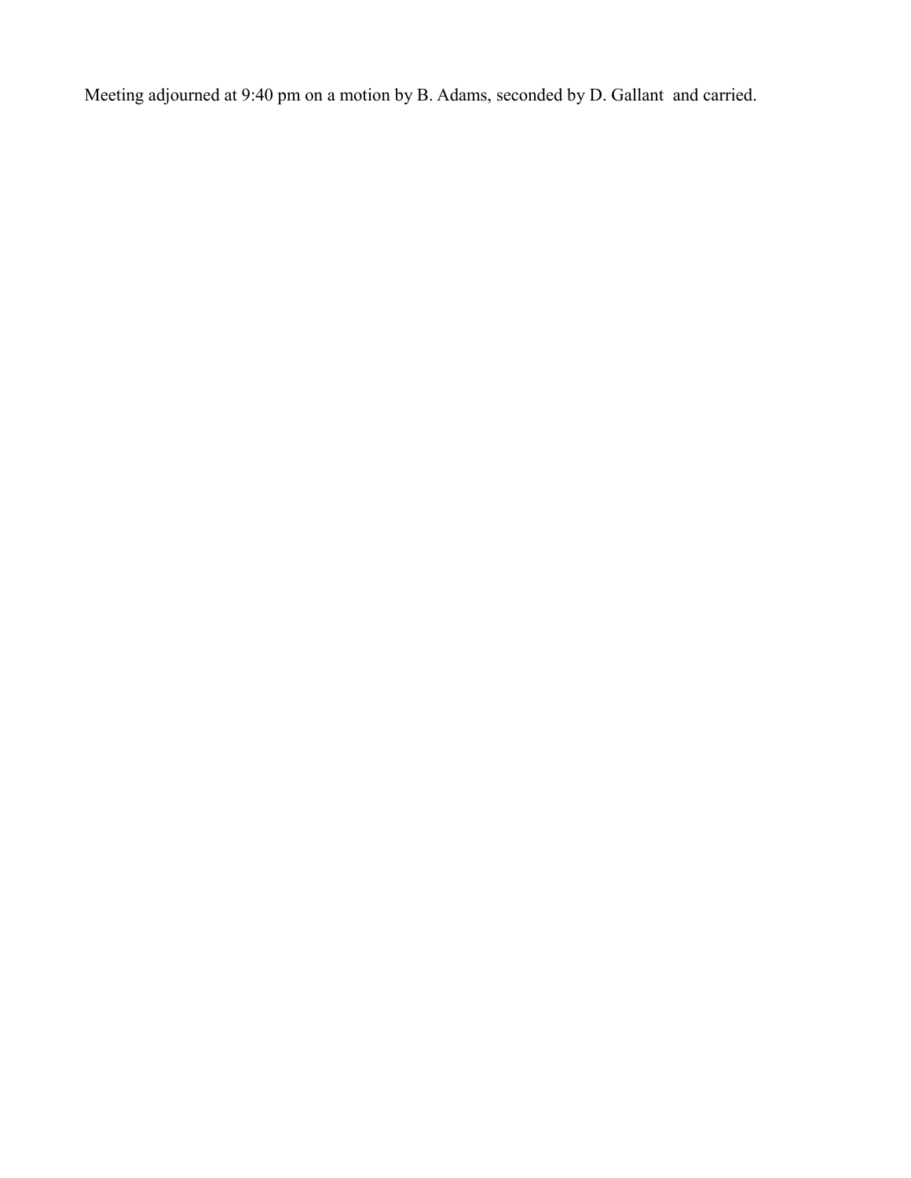Meeting adjourned at 9:40 pm on a motion by B. Adams, seconded by D. Gallant and carried.